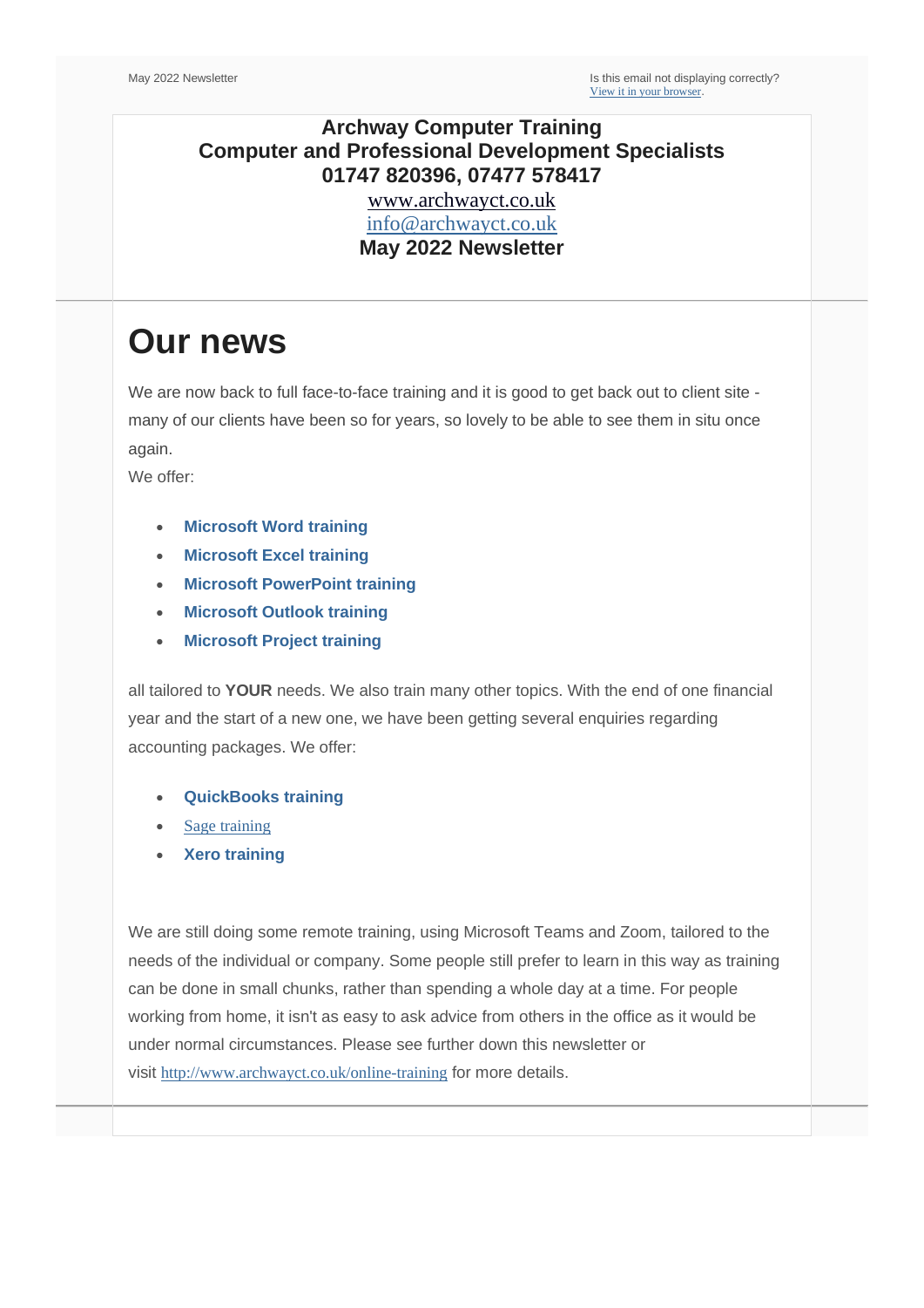May 2022 Newsletter

Is this email not displaying correctly?
View it in your browser.

**Archway Computer Training**
**Computer and Professional Development Specialists**
**01747 820396, 07477 578417**
www.archwayct.co.uk
info@archwayct.co.uk
**May 2022 Newsletter**

# Our news

We are now back to full face-to-face training and it is good to get back out to client site - many of our clients have been so for years, so lovely to be able to see them in situ once again.
We offer:

- **Microsoft Word training**
- **Microsoft Excel training**
- **Microsoft PowerPoint training**
- **Microsoft Outlook training**
- **Microsoft Project training**

all tailored to **YOUR** needs. We also train many other topics. With the end of one financial year and the start of a new one, we have been getting several enquiries regarding accounting packages. We offer:

- **QuickBooks training**
- Sage training
- **Xero training**

We are still doing some remote training, using Microsoft Teams and Zoom, tailored to the needs of the individual or company. Some people still prefer to learn in this way as training can be done in small chunks, rather than spending a whole day at a time. For people working from home, it isn't as easy to ask advice from others in the office as it would be under normal circumstances. Please see further down this newsletter or visit http://www.archwayct.co.uk/online-training for more details.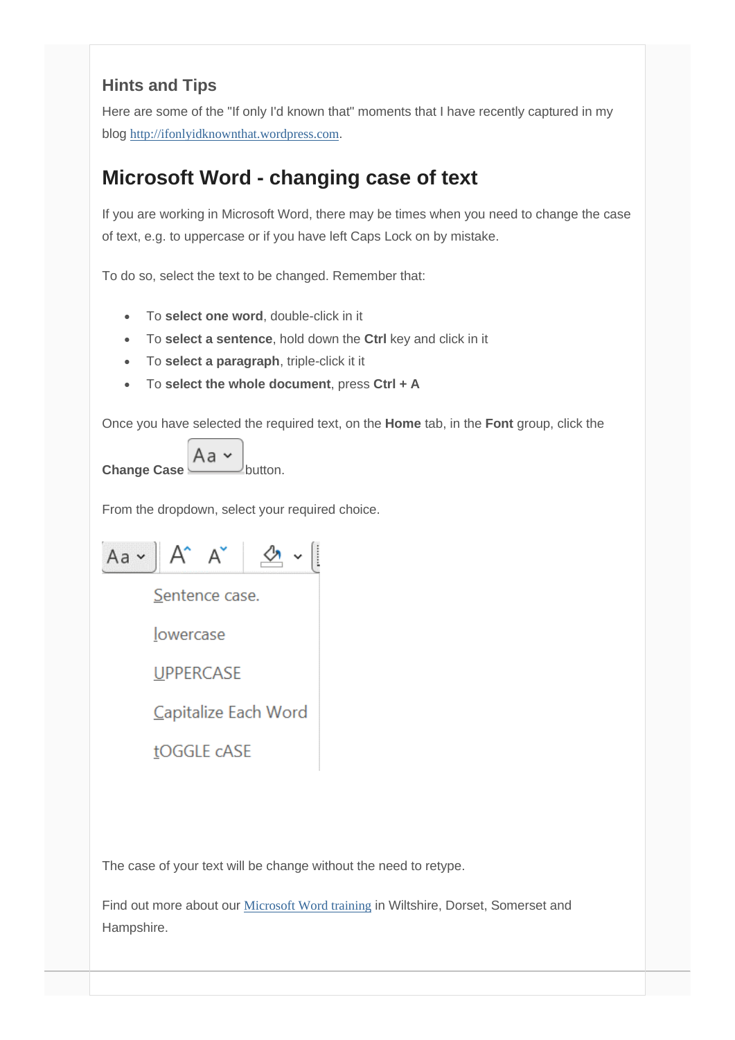### Hints and Tips

Here are some of the "If only I'd known that" moments that I have recently captured in my blog http://ifonlyidknownthat.wordpress.com.

## Microsoft Word - changing case of text

If you are working in Microsoft Word, there may be times when you need to change the case of text, e.g. to uppercase or if you have left Caps Lock on by mistake.

To do so, select the text to be changed. Remember that:

- To **select one word**, double-click in it
- To **select a sentence**, hold down the **Ctrl** key and click in it
- To **select a paragraph**, triple-click it it
- To **select the whole document**, press **Ctrl + A**

Once you have selected the required text, on the **Home** tab, in the **Font** group, click the **Change Case** button.

From the dropdown, select your required choice.

The case of your text will be change without the need to retype.

Find out more about our Microsoft Word training in Wiltshire, Dorset, Somerset and Hampshire.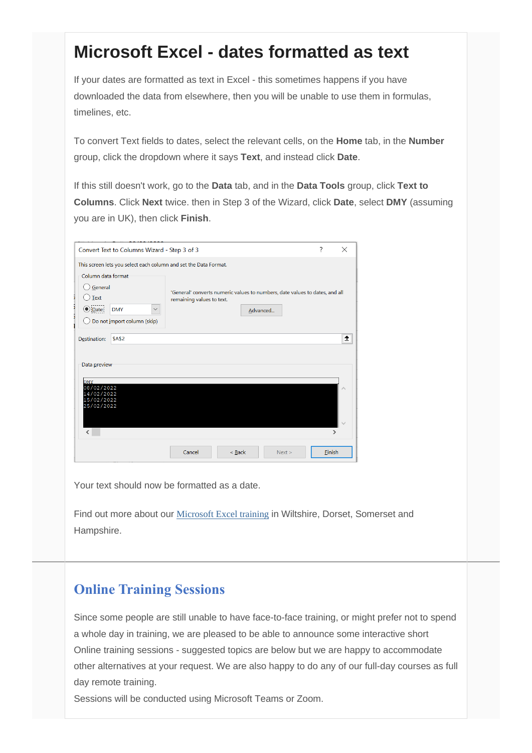# Microsoft Excel - dates formatted as text

If your dates are formatted as text in Excel - this sometimes happens if you have downloaded the data from elsewhere, then you will be unable to use them in formulas, timelines, etc.

To convert Text fields to dates, select the relevant cells, on the **Home** tab, in the **Number** group, click the dropdown where it says **Text**, and instead click **Date**.

If this still doesn't work, go to the **Data** tab, and in the **Data Tools** group, click **Text to Columns**. Click **Next** twice. then in Step 3 of the Wizard, click **Date**, select **DMY** (assuming you are in UK), then click **Finish**.

Your text should now be formatted as a date.

Find out more about our [Microsoft Excel training] in Wiltshire, Dorset, Somerset and Hampshire.

## Online Training Sessions

Since some people are still unable to have face-to-face training, or might prefer not to spend a whole day in training, we are pleased to be able to announce some interactive short Online training sessions - suggested topics are below but we are happy to accommodate other alternatives at your request. We are also happy to do any of our full-day courses as full day remote training.

Sessions will be conducted using Microsoft Teams or Zoom.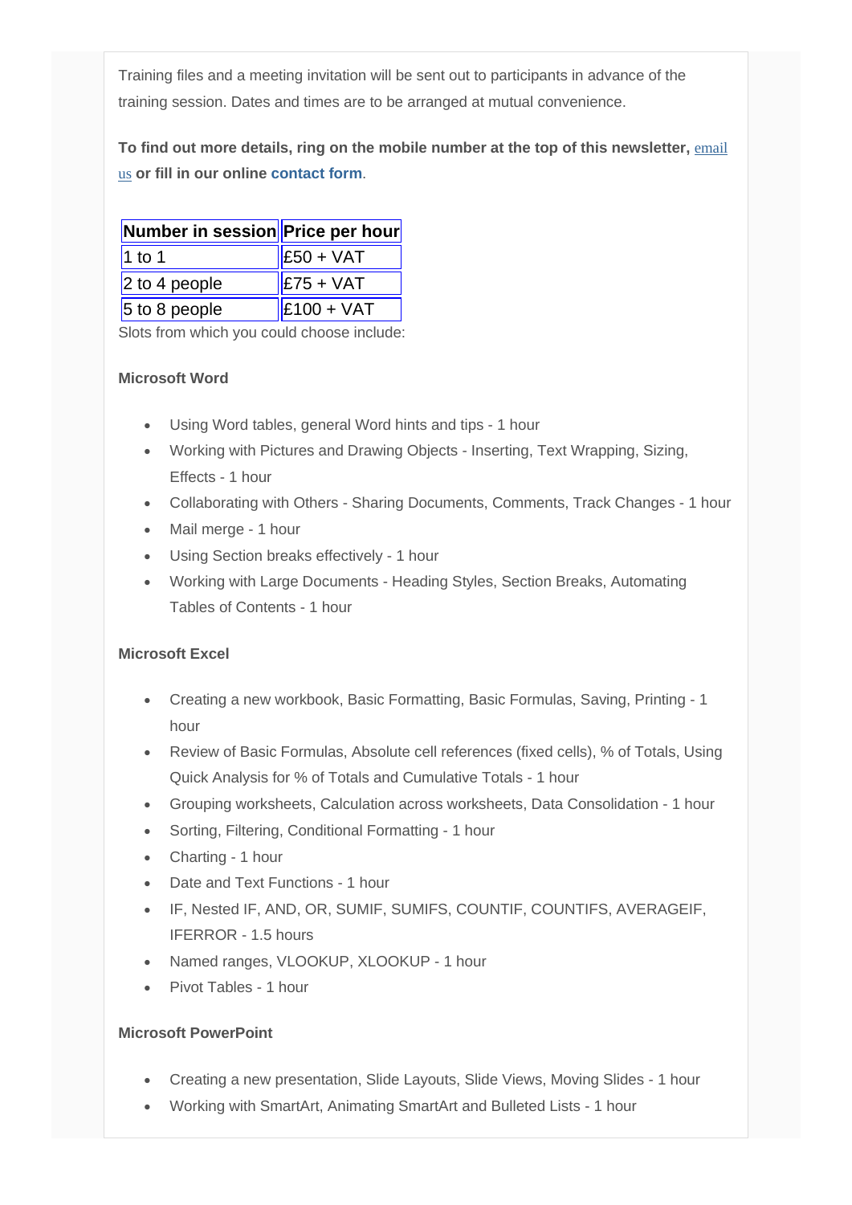Training files and a meeting invitation will be sent out to participants in advance of the training session. Dates and times are to be arranged at mutual convenience.

**To find out more details, ring on the mobile number at the top of this newsletter, email us or fill in our online contact form.**

| Number in session | Price per hour |
| --- | --- |
| 1 to 1 | £50 + VAT |
| 2 to 4 people | £75 + VAT |
| 5 to 8 people | £100 + VAT |

Slots from which you could choose include:

**Microsoft Word**

- Using Word tables, general Word hints and tips - 1 hour
- Working with Pictures and Drawing Objects - Inserting, Text Wrapping, Sizing, Effects - 1 hour
- Collaborating with Others - Sharing Documents, Comments, Track Changes - 1 hour
- Mail merge - 1 hour
- Using Section breaks effectively - 1 hour
- Working with Large Documents - Heading Styles, Section Breaks, Automating Tables of Contents - 1 hour

**Microsoft Excel**

- Creating a new workbook, Basic Formatting, Basic Formulas, Saving, Printing - 1 hour
- Review of Basic Formulas, Absolute cell references (fixed cells), % of Totals, Using Quick Analysis for % of Totals and Cumulative Totals - 1 hour
- Grouping worksheets, Calculation across worksheets, Data Consolidation - 1 hour
- Sorting, Filtering, Conditional Formatting - 1 hour
- Charting - 1 hour
- Date and Text Functions - 1 hour
- IF, Nested IF, AND, OR, SUMIF, SUMIFS, COUNTIF, COUNTIFS, AVERAGEIF, IFERROR - 1.5 hours
- Named ranges, VLOOKUP, XLOOKUP - 1 hour
- Pivot Tables - 1 hour

**Microsoft PowerPoint**

- Creating a new presentation, Slide Layouts, Slide Views, Moving Slides - 1 hour
- Working with SmartArt, Animating SmartArt and Bulleted Lists - 1 hour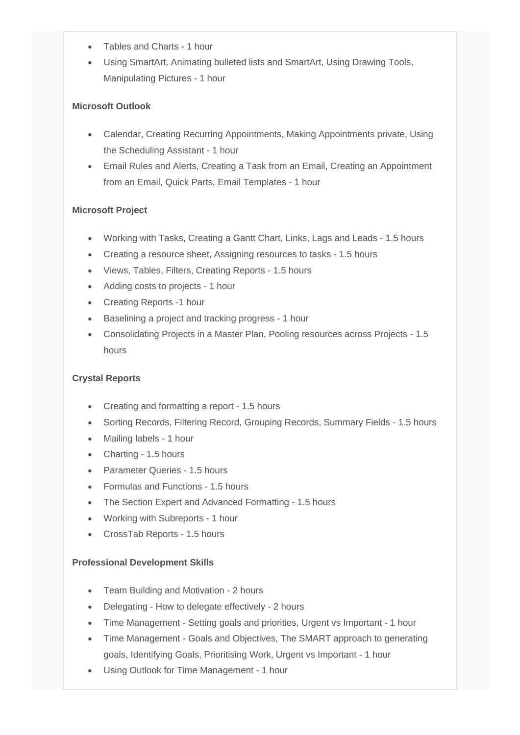- Tables and Charts - 1 hour
- Using SmartArt, Animating bulleted lists and SmartArt, Using Drawing Tools, Manipulating Pictures - 1 hour

**Microsoft Outlook**

- Calendar, Creating Recurring Appointments, Making Appointments private, Using the Scheduling Assistant - 1 hour
- Email Rules and Alerts, Creating a Task from an Email, Creating an Appointment from an Email, Quick Parts, Email Templates - 1 hour

**Microsoft Project**

- Working with Tasks, Creating a Gantt Chart, Links, Lags and Leads - 1.5 hours
- Creating a resource sheet, Assigning resources to tasks - 1.5 hours
- Views, Tables, Filters, Creating Reports - 1.5 hours
- Adding costs to projects - 1 hour
- Creating Reports -1 hour
- Baselining a project and tracking progress - 1 hour
- Consolidating Projects in a Master Plan, Pooling resources across Projects - 1.5 hours

**Crystal Reports**

- Creating and formatting a report - 1.5 hours
- Sorting Records, Filtering Record, Grouping Records, Summary Fields - 1.5 hours
- Mailing labels - 1 hour
- Charting - 1.5 hours
- Parameter Queries - 1.5 hours
- Formulas and Functions - 1.5 hours
- The Section Expert and Advanced Formatting - 1.5 hours
- Working with Subreports - 1 hour
- CrossTab Reports - 1.5 hours

**Professional Development Skills**

- Team Building and Motivation - 2 hours
- Delegating - How to delegate effectively - 2 hours
- Time Management - Setting goals and priorities, Urgent vs Important - 1 hour
- Time Management - Goals and Objectives, The SMART approach to generating goals, Identifying Goals, Prioritising Work, Urgent vs Important - 1 hour
- Using Outlook for Time Management - 1 hour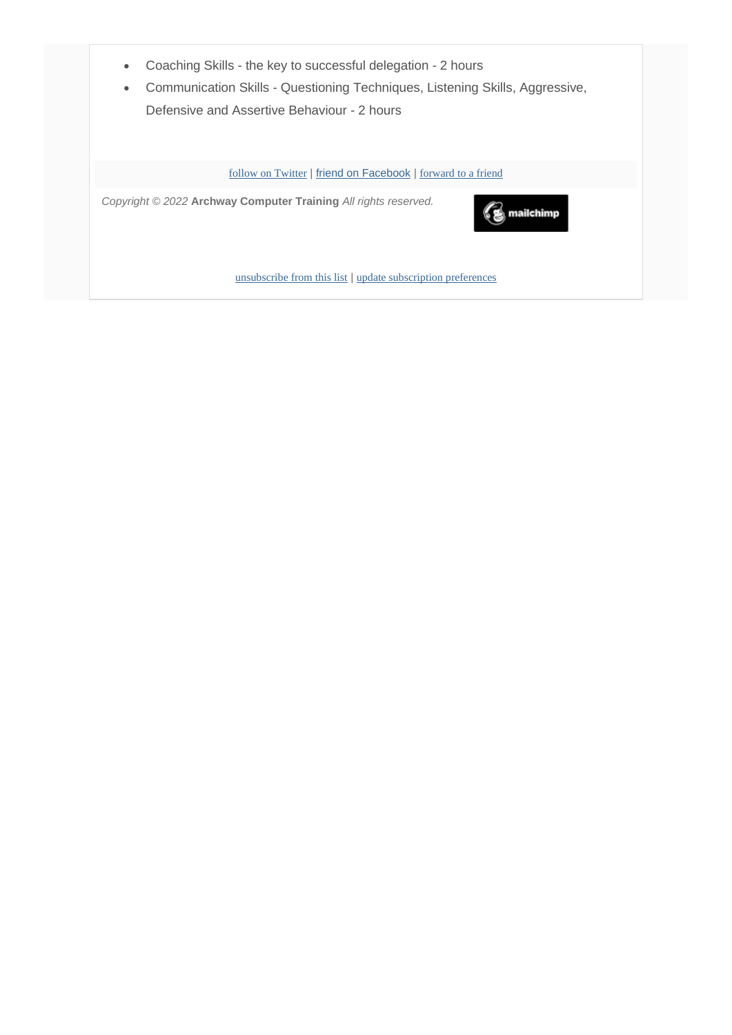- Coaching Skills - the key to successful delegation - 2 hours
- Communication Skills - Questioning Techniques, Listening Skills, Aggressive, Defensive and Assertive Behaviour - 2 hours

follow on Twitter | friend on Facebook | forward to a friend

*Copyright © 2022* **Archway Computer Training** *All rights reserved.*

unsubscribe from this list | update subscription preferences